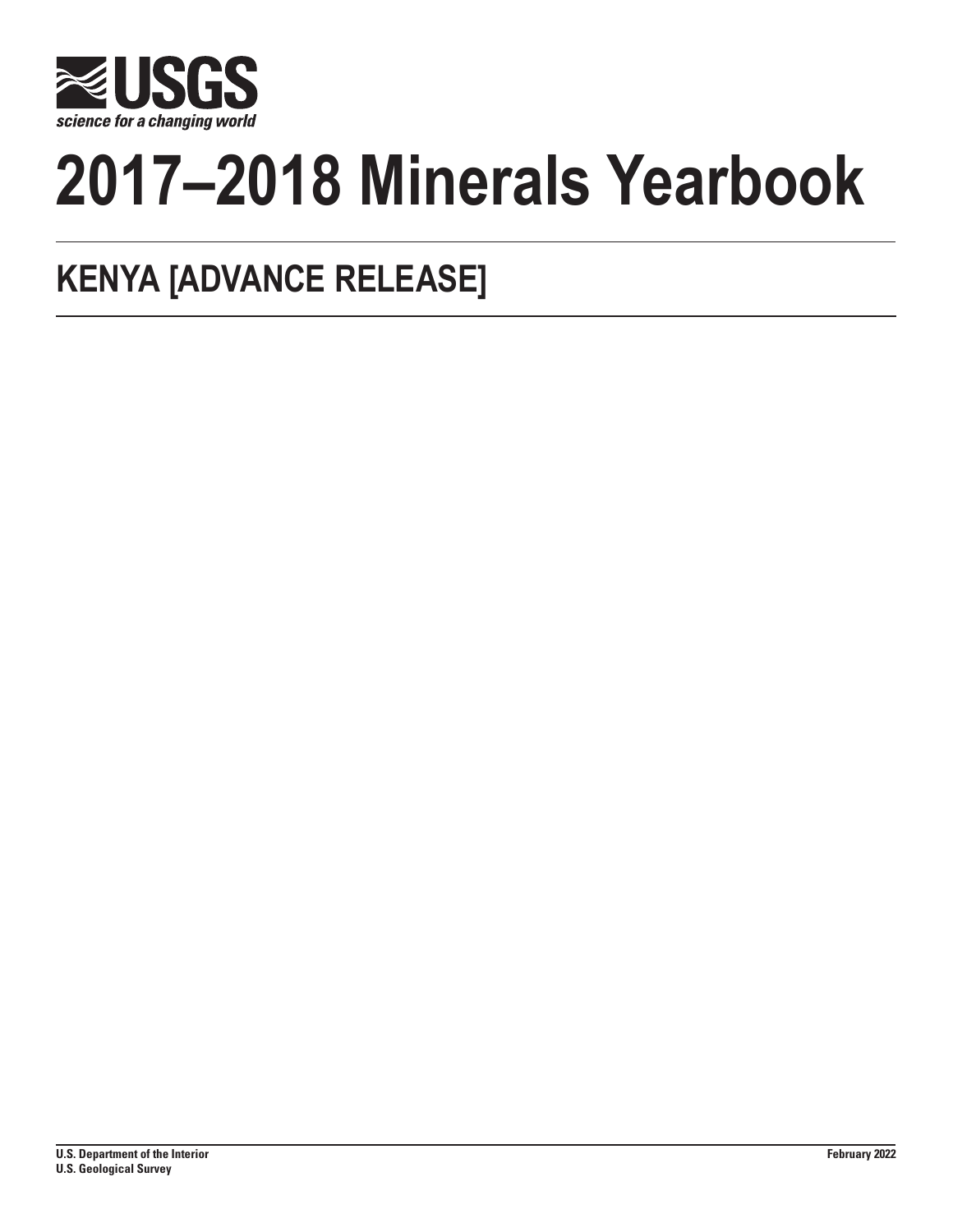**USGS**

*science for a changing world*

# 2017–2018 Minerals Yearbook

## KENYA [ADVANCE RELEASE]

**U.S. Department of the Interior**
**U.S. Geological Survey**

**February 2022**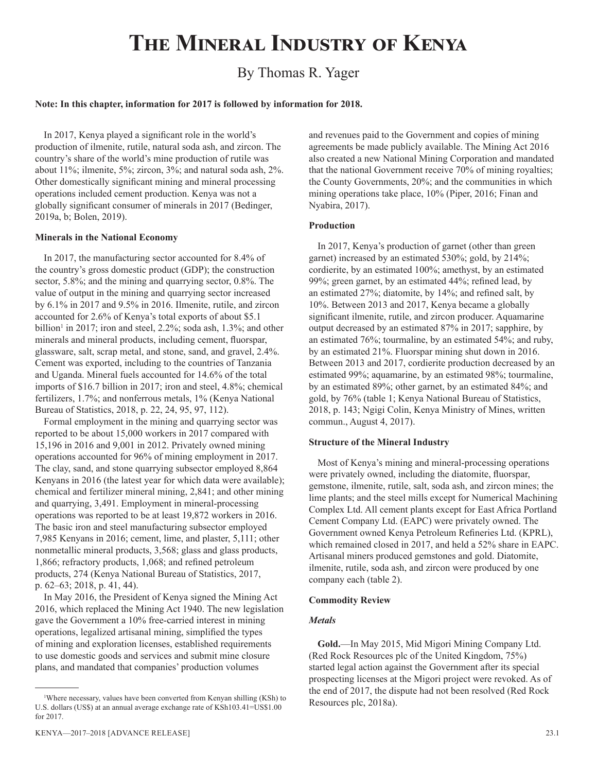# The Mineral Industry of Kenya

By Thomas R. Yager

**Note: In this chapter, information for 2017 is followed by information for 2018.**

In 2017, Kenya played a significant role in the world's production of ilmenite, rutile, natural soda ash, and zircon. The country's share of the world's mine production of rutile was about 11%; ilmenite, 5%; zircon, 3%; and natural soda ash, 2%. Other domestically significant mining and mineral processing operations included cement production. Kenya was not a globally significant consumer of minerals in 2017 (Bedinger, 2019a, b; Bolen, 2019).

### Minerals in the National Economy

In 2017, the manufacturing sector accounted for 8.4% of the country's gross domestic product (GDP); the construction sector, 5.8%; and the mining and quarrying sector, 0.8%. The value of output in the mining and quarrying sector increased by 6.1% in 2017 and 9.5% in 2016. Ilmenite, rutile, and zircon accounted for 2.6% of Kenya's total exports of about \$5.1 billion[1] in 2017; iron and steel, 2.2%; soda ash, 1.3%; and other minerals and mineral products, including cement, fluorspar, glassware, salt, scrap metal, and stone, sand, and gravel, 2.4%. Cement was exported, including to the countries of Tanzania and Uganda. Mineral fuels accounted for 14.6% of the total imports of \$16.7 billion in 2017; iron and steel, 4.8%; chemical fertilizers, 1.7%; and nonferrous metals, 1% (Kenya National Bureau of Statistics, 2018, p. 22, 24, 95, 97, 112).

Formal employment in the mining and quarrying sector was reported to be about 15,000 workers in 2017 compared with 15,196 in 2016 and 9,001 in 2012. Privately owned mining operations accounted for 96% of mining employment in 2017. The clay, sand, and stone quarrying subsector employed 8,864 Kenyans in 2016 (the latest year for which data were available); chemical and fertilizer mineral mining, 2,841; and other mining and quarrying, 3,491. Employment in mineral-processing operations was reported to be at least 19,872 workers in 2016. The basic iron and steel manufacturing subsector employed 7,985 Kenyans in 2016; cement, lime, and plaster, 5,111; other nonmetallic mineral products, 3,568; glass and glass products, 1,866; refractory products, 1,068; and refined petroleum products, 274 (Kenya National Bureau of Statistics, 2017, p. 62–63; 2018, p. 41, 44).

In May 2016, the President of Kenya signed the Mining Act 2016, which replaced the Mining Act 1940. The new legislation gave the Government a 10% free-carried interest in mining operations, legalized artisanal mining, simplified the types of mining and exploration licenses, established requirements to use domestic goods and services and submit mine closure plans, and mandated that companies' production volumes and revenues paid to the Government and copies of mining agreements be made publicly available. The Mining Act 2016 also created a new National Mining Corporation and mandated that the national Government receive 70% of mining royalties; the County Governments, 20%; and the communities in which mining operations take place, 10% (Piper, 2016; Finan and Nyabira, 2017).

### Production

In 2017, Kenya's production of garnet (other than green garnet) increased by an estimated 530%; gold, by 214%; cordierite, by an estimated 100%; amethyst, by an estimated 99%; green garnet, by an estimated 44%; refined lead, by an estimated 27%; diatomite, by 14%; and refined salt, by 10%. Between 2013 and 2017, Kenya became a globally significant ilmenite, rutile, and zircon producer. Aquamarine output decreased by an estimated 87% in 2017; sapphire, by an estimated 76%; tourmaline, by an estimated 54%; and ruby, by an estimated 21%. Fluorspar mining shut down in 2016. Between 2013 and 2017, cordierite production decreased by an estimated 99%; aquamarine, by an estimated 98%; tourmaline, by an estimated 89%; other garnet, by an estimated 84%; and gold, by 76% (table 1; Kenya National Bureau of Statistics, 2018, p. 143; Ngigi Colin, Kenya Ministry of Mines, written commun., August 4, 2017).

### Structure of the Mineral Industry

Most of Kenya's mining and mineral-processing operations were privately owned, including the diatomite, fluorspar, gemstone, ilmenite, rutile, salt, soda ash, and zircon mines; the lime plants; and the steel mills except for Numerical Machining Complex Ltd. All cement plants except for East Africa Portland Cement Company Ltd. (EAPC) were privately owned. The Government owned Kenya Petroleum Refineries Ltd. (KPRL), which remained closed in 2017, and held a 52% share in EAPC. Artisanal miners produced gemstones and gold. Diatomite, ilmenite, rutile, soda ash, and zircon were produced by one company each (table 2).

### Commodity Review

#### *Metals*

**Gold.**—In May 2015, Mid Migori Mining Company Ltd. (Red Rock Resources plc of the United Kingdom, 75%) started legal action against the Government after its special prospecting licenses at the Migori project were revoked. As of the end of 2017, the dispute had not been resolved (Red Rock Resources plc, 2018a).

[1] Where necessary, values have been converted from Kenyan shilling (KSh) to U.S. dollars (US\$) at an annual average exchange rate of KSh103.41=US\$1.00 for 2017.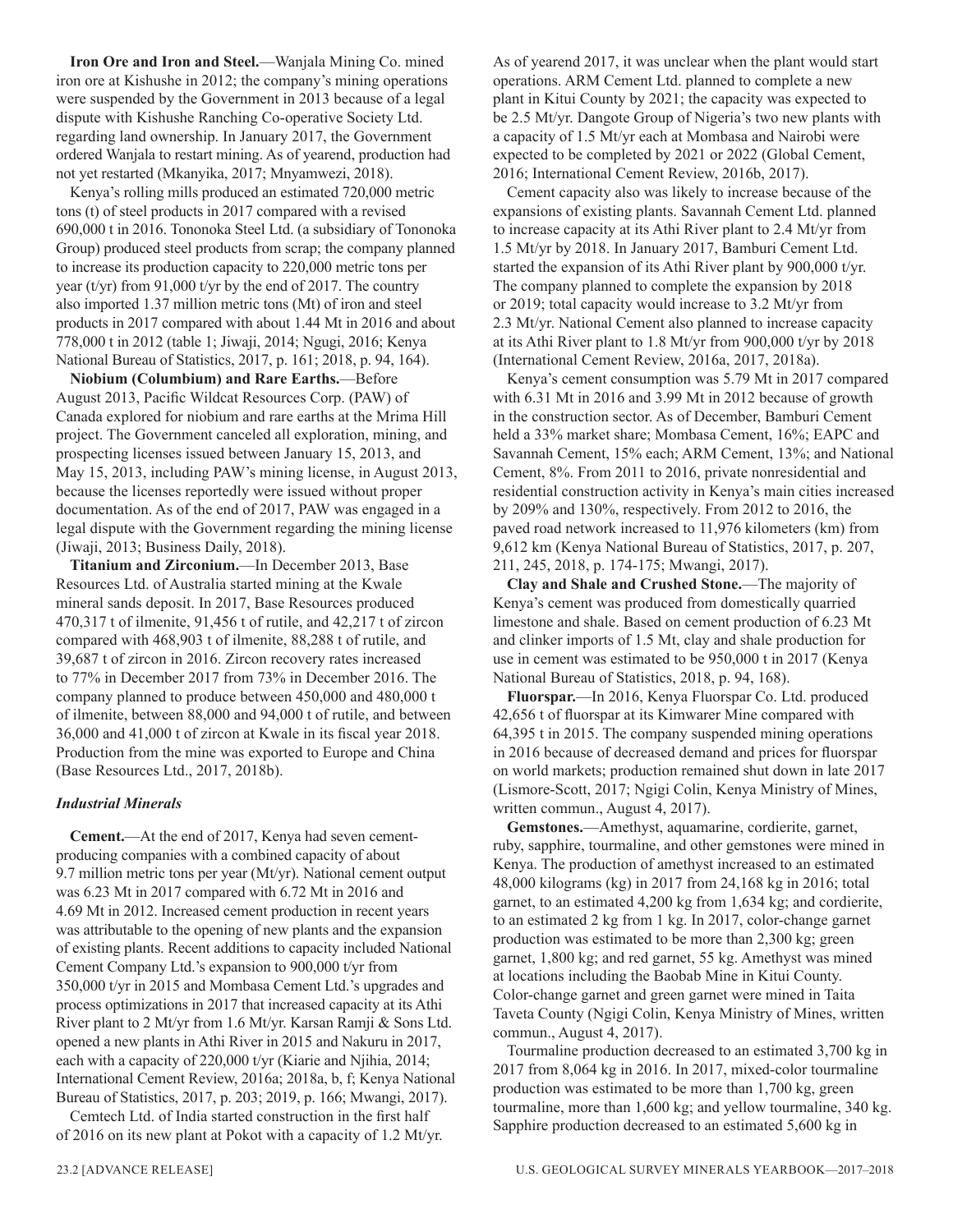**Iron Ore and Iron and Steel.**—Wanjala Mining Co. mined iron ore at Kishushe in 2012; the company's mining operations were suspended by the Government in 2013 because of a legal dispute with Kishushe Ranching Co-operative Society Ltd. regarding land ownership. In January 2017, the Government ordered Wanjala to restart mining. As of yearend, production had not yet restarted (Mkanyika, 2017; Mnyamwezi, 2018).

Kenya's rolling mills produced an estimated 720,000 metric tons (t) of steel products in 2017 compared with a revised 690,000 t in 2016. Tononoka Steel Ltd. (a subsidiary of Tononoka Group) produced steel products from scrap; the company planned to increase its production capacity to 220,000 metric tons per year (t/yr) from 91,000 t/yr by the end of 2017. The country also imported 1.37 million metric tons (Mt) of iron and steel products in 2017 compared with about 1.44 Mt in 2016 and about 778,000 t in 2012 (table 1; Jiwaji, 2014; Ngugi, 2016; Kenya National Bureau of Statistics, 2017, p. 161; 2018, p. 94, 164).

**Niobium (Columbium) and Rare Earths.**—Before August 2013, Pacific Wildcat Resources Corp. (PAW) of Canada explored for niobium and rare earths at the Mrima Hill project. The Government canceled all exploration, mining, and prospecting licenses issued between January 15, 2013, and May 15, 2013, including PAW's mining license, in August 2013, because the licenses reportedly were issued without proper documentation. As of the end of 2017, PAW was engaged in a legal dispute with the Government regarding the mining license (Jiwaji, 2013; Business Daily, 2018).

**Titanium and Zirconium.**—In December 2013, Base Resources Ltd. of Australia started mining at the Kwale mineral sands deposit. In 2017, Base Resources produced 470,317 t of ilmenite, 91,456 t of rutile, and 42,217 t of zircon compared with 468,903 t of ilmenite, 88,288 t of rutile, and 39,687 t of zircon in 2016. Zircon recovery rates increased to 77% in December 2017 from 73% in December 2016. The company planned to produce between 450,000 and 480,000 t of ilmenite, between 88,000 and 94,000 t of rutile, and between 36,000 and 41,000 t of zircon at Kwale in its fiscal year 2018. Production from the mine was exported to Europe and China (Base Resources Ltd., 2017, 2018b).

### *Industrial Minerals*

**Cement.**—At the end of 2017, Kenya had seven cement-producing companies with a combined capacity of about 9.7 million metric tons per year (Mt/yr). National cement output was 6.23 Mt in 2017 compared with 6.72 Mt in 2016 and 4.69 Mt in 2012. Increased cement production in recent years was attributable to the opening of new plants and the expansion of existing plants. Recent additions to capacity included National Cement Company Ltd.'s expansion to 900,000 t/yr from 350,000 t/yr in 2015 and Mombasa Cement Ltd.'s upgrades and process optimizations in 2017 that increased capacity at its Athi River plant to 2 Mt/yr from 1.6 Mt/yr. Karsan Ramji & Sons Ltd. opened a new plants in Athi River in 2015 and Nakuru in 2017, each with a capacity of 220,000 t/yr (Kiarie and Njihia, 2014; International Cement Review, 2016a; 2018a, b, f; Kenya National Bureau of Statistics, 2017, p. 203; 2019, p. 166; Mwangi, 2017).

Cemtech Ltd. of India started construction in the first half of 2016 on its new plant at Pokot with a capacity of 1.2 Mt/yr. As of yearend 2017, it was unclear when the plant would start operations. ARM Cement Ltd. planned to complete a new plant in Kitui County by 2021; the capacity was expected to be 2.5 Mt/yr. Dangote Group of Nigeria's two new plants with a capacity of 1.5 Mt/yr each at Mombasa and Nairobi were expected to be completed by 2021 or 2022 (Global Cement, 2016; International Cement Review, 2016b, 2017).

Cement capacity also was likely to increase because of the expansions of existing plants. Savannah Cement Ltd. planned to increase capacity at its Athi River plant to 2.4 Mt/yr from 1.5 Mt/yr by 2018. In January 2017, Bamburi Cement Ltd. started the expansion of its Athi River plant by 900,000 t/yr. The company planned to complete the expansion by 2018 or 2019; total capacity would increase to 3.2 Mt/yr from 2.3 Mt/yr. National Cement also planned to increase capacity at its Athi River plant to 1.8 Mt/yr from 900,000 t/yr by 2018 (International Cement Review, 2016a, 2017, 2018a).

Kenya's cement consumption was 5.79 Mt in 2017 compared with 6.31 Mt in 2016 and 3.99 Mt in 2012 because of growth in the construction sector. As of December, Bamburi Cement held a 33% market share; Mombasa Cement, 16%; EAPC and Savannah Cement, 15% each; ARM Cement, 13%; and National Cement, 8%. From 2011 to 2016, private nonresidential and residential construction activity in Kenya's main cities increased by 209% and 130%, respectively. From 2012 to 2016, the paved road network increased to 11,976 kilometers (km) from 9,612 km (Kenya National Bureau of Statistics, 2017, p. 207, 211, 245, 2018, p. 174-175; Mwangi, 2017).

**Clay and Shale and Crushed Stone.**—The majority of Kenya's cement was produced from domestically quarried limestone and shale. Based on cement production of 6.23 Mt and clinker imports of 1.5 Mt, clay and shale production for use in cement was estimated to be 950,000 t in 2017 (Kenya National Bureau of Statistics, 2018, p. 94, 168).

**Fluorspar.**—In 2016, Kenya Fluorspar Co. Ltd. produced 42,656 t of fluorspar at its Kimwarer Mine compared with 64,395 t in 2015. The company suspended mining operations in 2016 because of decreased demand and prices for fluorspar on world markets; production remained shut down in late 2017 (Lismore-Scott, 2017; Ngigi Colin, Kenya Ministry of Mines, written commun., August 4, 2017).

**Gemstones.**—Amethyst, aquamarine, cordierite, garnet, ruby, sapphire, tourmaline, and other gemstones were mined in Kenya. The production of amethyst increased to an estimated 48,000 kilograms (kg) in 2017 from 24,168 kg in 2016; total garnet, to an estimated 4,200 kg from 1,634 kg; and cordierite, to an estimated 2 kg from 1 kg. In 2017, color-change garnet production was estimated to be more than 2,300 kg; green garnet, 1,800 kg; and red garnet, 55 kg. Amethyst was mined at locations including the Baobab Mine in Kitui County. Color-change garnet and green garnet were mined in Taita Taveta County (Ngigi Colin, Kenya Ministry of Mines, written commun., August 4, 2017).

Tourmaline production decreased to an estimated 3,700 kg in 2017 from 8,064 kg in 2016. In 2017, mixed-color tourmaline production was estimated to be more than 1,700 kg, green tourmaline, more than 1,600 kg; and yellow tourmaline, 340 kg. Sapphire production decreased to an estimated 5,600 kg in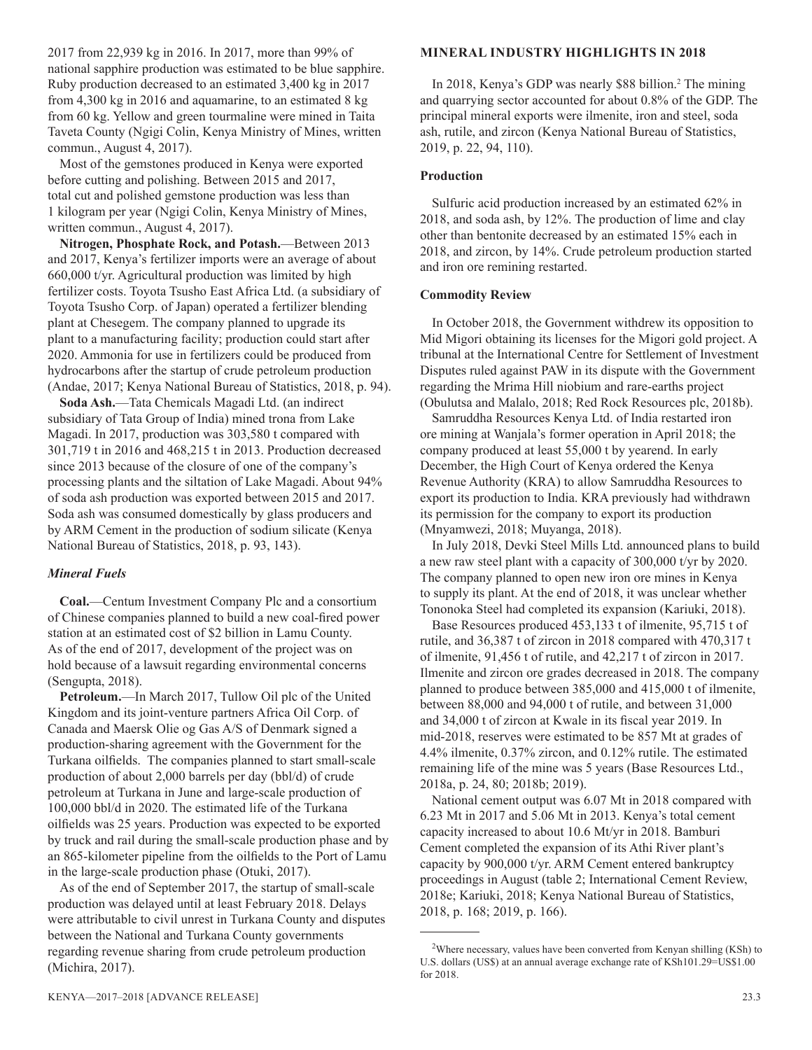2017 from 22,939 kg in 2016. In 2017, more than 99% of national sapphire production was estimated to be blue sapphire. Ruby production decreased to an estimated 3,400 kg in 2017 from 4,300 kg in 2016 and aquamarine, to an estimated 8 kg from 60 kg. Yellow and green tourmaline were mined in Taita Taveta County (Ngigi Colin, Kenya Ministry of Mines, written commun., August 4, 2017).

Most of the gemstones produced in Kenya were exported before cutting and polishing. Between 2015 and 2017, total cut and polished gemstone production was less than 1 kilogram per year (Ngigi Colin, Kenya Ministry of Mines, written commun., August 4, 2017).

**Nitrogen, Phosphate Rock, and Potash.**—Between 2013 and 2017, Kenya's fertilizer imports were an average of about 660,000 t/yr. Agricultural production was limited by high fertilizer costs. Toyota Tsusho East Africa Ltd. (a subsidiary of Toyota Tsusho Corp. of Japan) operated a fertilizer blending plant at Chesegem. The company planned to upgrade its plant to a manufacturing facility; production could start after 2020. Ammonia for use in fertilizers could be produced from hydrocarbons after the startup of crude petroleum production (Andae, 2017; Kenya National Bureau of Statistics, 2018, p. 94).

**Soda Ash.**—Tata Chemicals Magadi Ltd. (an indirect subsidiary of Tata Group of India) mined trona from Lake Magadi. In 2017, production was 303,580 t compared with 301,719 t in 2016 and 468,215 t in 2013. Production decreased since 2013 because of the closure of one of the company's processing plants and the siltation of Lake Magadi. About 94% of soda ash production was exported between 2015 and 2017. Soda ash was consumed domestically by glass producers and by ARM Cement in the production of sodium silicate (Kenya National Bureau of Statistics, 2018, p. 93, 143).

### *Mineral Fuels*

**Coal.**—Centum Investment Company Plc and a consortium of Chinese companies planned to build a new coal-fired power station at an estimated cost of $2 billion in Lamu County. As of the end of 2017, development of the project was on hold because of a lawsuit regarding environmental concerns (Sengupta, 2018).

**Petroleum.**—In March 2017, Tullow Oil plc of the United Kingdom and its joint-venture partners Africa Oil Corp. of Canada and Maersk Olie og Gas A/S of Denmark signed a production-sharing agreement with the Government for the Turkana oilfields. The companies planned to start small-scale production of about 2,000 barrels per day (bbl/d) of crude petroleum at Turkana in June and large-scale production of 100,000 bbl/d in 2020. The estimated life of the Turkana oilfields was 25 years. Production was expected to be exported by truck and rail during the small-scale production phase and by an 865-kilometer pipeline from the oilfields to the Port of Lamu in the large-scale production phase (Otuki, 2017).

As of the end of September 2017, the startup of small-scale production was delayed until at least February 2018. Delays were attributable to civil unrest in Turkana County and disputes between the National and Turkana County governments regarding revenue sharing from crude petroleum production (Michira, 2017).

## MINERAL INDUSTRY HIGHLIGHTS IN 2018

In 2018, Kenya's GDP was nearly $88 billion.[2] The mining and quarrying sector accounted for about 0.8% of the GDP. The principal mineral exports were ilmenite, iron and steel, soda ash, rutile, and zircon (Kenya National Bureau of Statistics, 2019, p. 22, 94, 110).

### Production

Sulfuric acid production increased by an estimated 62% in 2018, and soda ash, by 12%. The production of lime and clay other than bentonite decreased by an estimated 15% each in 2018, and zircon, by 14%. Crude petroleum production started and iron ore remining restarted.

### Commodity Review

In October 2018, the Government withdrew its opposition to Mid Migori obtaining its licenses for the Migori gold project. A tribunal at the International Centre for Settlement of Investment Disputes ruled against PAW in its dispute with the Government regarding the Mrima Hill niobium and rare-earths project (Obulutsa and Malalo, 2018; Red Rock Resources plc, 2018b).

Samruddha Resources Kenya Ltd. of India restarted iron ore mining at Wanjala's former operation in April 2018; the company produced at least 55,000 t by yearend. In early December, the High Court of Kenya ordered the Kenya Revenue Authority (KRA) to allow Samruddha Resources to export its production to India. KRA previously had withdrawn its permission for the company to export its production (Mnyamwezi, 2018; Muyanga, 2018).

In July 2018, Devki Steel Mills Ltd. announced plans to build a new raw steel plant with a capacity of 300,000 t/yr by 2020. The company planned to open new iron ore mines in Kenya to supply its plant. At the end of 2018, it was unclear whether Tononoka Steel had completed its expansion (Kariuki, 2018).

Base Resources produced 453,133 t of ilmenite, 95,715 t of rutile, and 36,387 t of zircon in 2018 compared with 470,317 t of ilmenite, 91,456 t of rutile, and 42,217 t of zircon in 2017. Ilmenite and zircon ore grades decreased in 2018. The company planned to produce between 385,000 and 415,000 t of ilmenite, between 88,000 and 94,000 t of rutile, and between 31,000 and 34,000 t of zircon at Kwale in its fiscal year 2019. In mid-2018, reserves were estimated to be 857 Mt at grades of 4.4% ilmenite, 0.37% zircon, and 0.12% rutile. The estimated remaining life of the mine was 5 years (Base Resources Ltd., 2018a, p. 24, 80; 2018b; 2019).

National cement output was 6.07 Mt in 2018 compared with 6.23 Mt in 2017 and 5.06 Mt in 2013. Kenya's total cement capacity increased to about 10.6 Mt/yr in 2018. Bamburi Cement completed the expansion of its Athi River plant's capacity by 900,000 t/yr. ARM Cement entered bankruptcy proceedings in August (table 2; International Cement Review, 2018e; Kariuki, 2018; Kenya National Bureau of Statistics, 2018, p. 168; 2019, p. 166).

[2]Where necessary, values have been converted from Kenyan shilling (KSh) to U.S. dollars (US$) at an annual average exchange rate of KSh101.29=US$1.00 for 2018.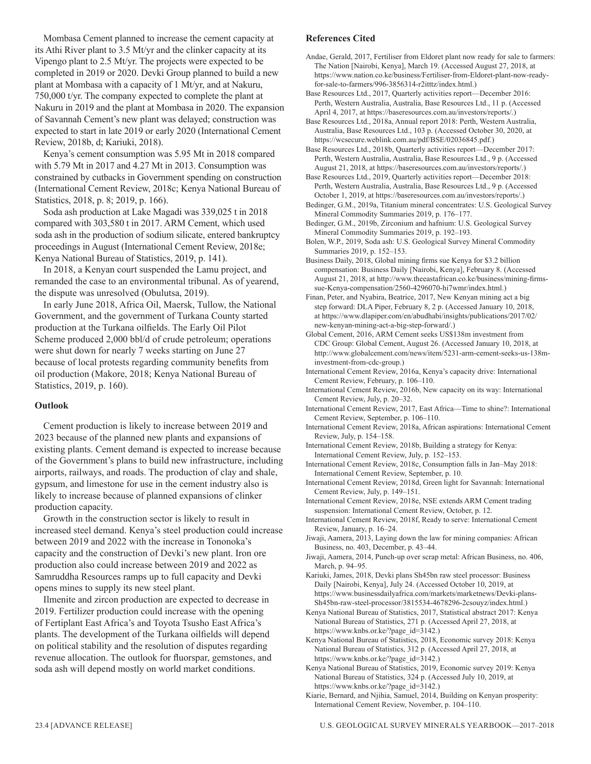Mombasa Cement planned to increase the cement capacity at its Athi River plant to 3.5 Mt/yr and the clinker capacity at its Vipengo plant to 2.5 Mt/yr. The projects were expected to be completed in 2019 or 2020. Devki Group planned to build a new plant at Mombasa with a capacity of 1 Mt/yr, and at Nakuru, 750,000 t/yr. The company expected to complete the plant at Nakuru in 2019 and the plant at Mombasa in 2020. The expansion of Savannah Cement's new plant was delayed; construction was expected to start in late 2019 or early 2020 (International Cement Review, 2018b, d; Kariuki, 2018).

Kenya's cement consumption was 5.95 Mt in 2018 compared with 5.79 Mt in 2017 and 4.27 Mt in 2013. Consumption was constrained by cutbacks in Government spending on construction (International Cement Review, 2018c; Kenya National Bureau of Statistics, 2018, p. 8; 2019, p. 166).

Soda ash production at Lake Magadi was 339,025 t in 2018 compared with 303,580 t in 2017. ARM Cement, which used soda ash in the production of sodium silicate, entered bankruptcy proceedings in August (International Cement Review, 2018e; Kenya National Bureau of Statistics, 2019, p. 141).

In 2018, a Kenyan court suspended the Lamu project, and remanded the case to an environmental tribunal. As of yearend, the dispute was unresolved (Obulutsa, 2019).

In early June 2018, Africa Oil, Maersk, Tullow, the National Government, and the government of Turkana County started production at the Turkana oilfields. The Early Oil Pilot Scheme produced 2,000 bbl/d of crude petroleum; operations were shut down for nearly 7 weeks starting on June 27 because of local protests regarding community benefits from oil production (Makore, 2018; Kenya National Bureau of Statistics, 2019, p. 160).

## Outlook

Cement production is likely to increase between 2019 and 2023 because of the planned new plants and expansions of existing plants. Cement demand is expected to increase because of the Government's plans to build new infrastructure, including airports, railways, and roads. The production of clay and shale, gypsum, and limestone for use in the cement industry also is likely to increase because of planned expansions of clinker production capacity.

Growth in the construction sector is likely to result in increased steel demand. Kenya's steel production could increase between 2019 and 2022 with the increase in Tononoka's capacity and the construction of Devki's new plant. Iron ore production also could increase between 2019 and 2022 as Samruddha Resources ramps up to full capacity and Devki opens mines to supply its new steel plant.

Ilmenite and zircon production are expected to decrease in 2019. Fertilizer production could increase with the opening of Fertiplant East Africa's and Toyota Tsusho East Africa's plants. The development of the Turkana oilfields will depend on political stability and the resolution of disputes regarding revenue allocation. The outlook for fluorspar, gemstones, and soda ash will depend mostly on world market conditions.

## References Cited

Andae, Gerald, 2017, Fertiliser from Eldoret plant now ready for sale to farmers: The Nation [Nairobi, Kenya], March 19. (Accessed August 27, 2018, at https://www.nation.co.ke/business/Fertiliser-from-Eldoret-plant-now-ready-for-sale-to-farmers/996-3856314-r2itttz/index.html.)

Base Resources Ltd., 2017, Quarterly activities report—December 2016: Perth, Western Australia, Australia, Base Resources Ltd., 11 p. (Accessed April 4, 2017, at https://baseresources.com.au/investors/reports/.)

Base Resources Ltd., 2018a, Annual report 2018: Perth, Western Australia, Australia, Base Resources Ltd., 103 p. (Accessed October 30, 2020, at https://wcsecure.weblink.com.au/pdf/BSE/02036845.pdf.)

Base Resources Ltd., 2018b, Quarterly activities report—December 2017: Perth, Western Australia, Australia, Base Resources Ltd., 9 p. (Accessed August 21, 2018, at https://baseresources.com.au/investors/reports/.)

Base Resources Ltd., 2019, Quarterly activities report—December 2018: Perth, Western Australia, Australia, Base Resources Ltd., 9 p. (Accessed October 1, 2019, at https://baseresources.com.au/investors/reports/.)

Bedinger, G.M., 2019a, Titanium mineral concentrates: U.S. Geological Survey Mineral Commodity Summaries 2019, p. 176–177.

Bedinger, G.M., 2019b, Zirconium and hafnium: U.S. Geological Survey Mineral Commodity Summaries 2019, p. 192–193.

Bolen, W.P., 2019, Soda ash: U.S. Geological Survey Mineral Commodity Summaries 2019, p. 152–153.

Business Daily, 2018, Global mining firms sue Kenya for $3.2 billion compensation: Business Daily [Nairobi, Kenya], February 8. (Accessed August 21, 2018, at http://www.theeastafrican.co.ke/business/mining-firms-sue-Kenya-compensation/2560-4296070-hi7wmr/index.html.)

Finan, Peter, and Nyabira, Beatrice, 2017, New Kenyan mining act a big step forward: DLA Piper, February 8, 2 p. (Accessed January 10, 2018, at https://www.dlapiper.com/en/abudhabi/insights/publications/2017/02/new-kenyan-mining-act-a-big-step-forward/.)

Global Cement, 2016, ARM Cement seeks US$138m investment from CDC Group: Global Cement, August 26. (Accessed January 10, 2018, at http://www.globalcement.com/news/item/5231-arm-cement-seeks-us-138m-investment-from-cdc-group.)

International Cement Review, 2016a, Kenya's capacity drive: International Cement Review, February, p. 106–110.

International Cement Review, 2016b, New capacity on its way: International Cement Review, July, p. 20–32.

International Cement Review, 2017, East Africa—Time to shine?: International Cement Review, September, p. 106–110.

International Cement Review, 2018a, African aspirations: International Cement Review, July, p. 154–158.

International Cement Review, 2018b, Building a strategy for Kenya: International Cement Review, July, p. 152–153.

International Cement Review, 2018c, Consumption falls in Jan–May 2018: International Cement Review, September, p. 10.

International Cement Review, 2018d, Green light for Savannah: International Cement Review, July, p. 149–151.

International Cement Review, 2018e, NSE extends ARM Cement trading suspension: International Cement Review, October, p. 12.

International Cement Review, 2018f, Ready to serve: International Cement Review, January, p. 16–24.

Jiwaji, Aamera, 2013, Laying down the law for mining companies: African Business, no. 403, December, p. 43–44.

Jiwaji, Aamera, 2014, Punch-up over scrap metal: African Business, no. 406, March, p. 94–95.

Kariuki, James, 2018, Devki plans Sh45bn raw steel processor: Business Daily [Nairobi, Kenya], July 24. (Accessed October 10, 2019, at https://www.businessdailyafrica.com/markets/marketnews/Devki-plans-Sh45bn-raw-steel-processor/3815534-4678296-2csouyz/index.html.)

Kenya National Bureau of Statistics, 2017, Statistical abstract 2017: Kenya National Bureau of Statistics, 271 p. (Accessed April 27, 2018, at https://www.knbs.or.ke/?page_id=3142.)

Kenya National Bureau of Statistics, 2018, Economic survey 2018: Kenya National Bureau of Statistics, 312 p. (Accessed April 27, 2018, at https://www.knbs.or.ke/?page_id=3142.)

Kenya National Bureau of Statistics, 2019, Economic survey 2019: Kenya National Bureau of Statistics, 324 p. (Accessed July 10, 2019, at https://www.knbs.or.ke/?page_id=3142.)

Kiarie, Bernard, and Njihia, Samuel, 2014, Building on Kenyan prosperity: International Cement Review, November, p. 104–110.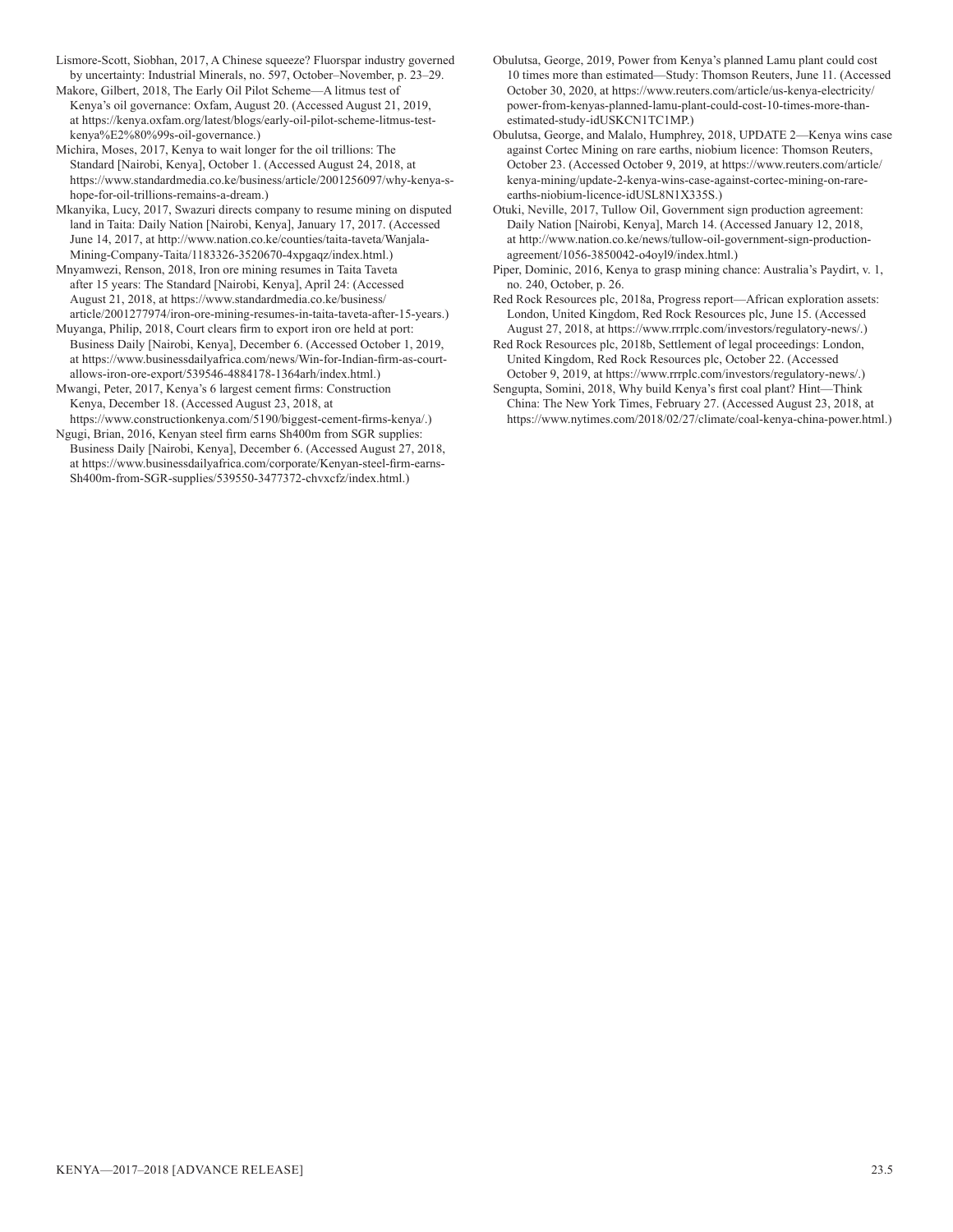Lismore-Scott, Siobhan, 2017, A Chinese squeeze? Fluorspar industry governed by uncertainty: Industrial Minerals, no. 597, October–November, p. 23–29.

Makore, Gilbert, 2018, The Early Oil Pilot Scheme—A litmus test of Kenya's oil governance: Oxfam, August 20. (Accessed August 21, 2019, at https://kenya.oxfam.org/latest/blogs/early-oil-pilot-scheme-litmus-test-kenya%E2%80%99s-oil-governance.)

Michira, Moses, 2017, Kenya to wait longer for the oil trillions: The Standard [Nairobi, Kenya], October 1. (Accessed August 24, 2018, at https://www.standardmedia.co.ke/business/article/2001256097/why-kenya-s-hope-for-oil-trillions-remains-a-dream.)

Mkanyika, Lucy, 2017, Swazuri directs company to resume mining on disputed land in Taita: Daily Nation [Nairobi, Kenya], January 17, 2017. (Accessed June 14, 2017, at http://www.nation.co.ke/counties/taita-taveta/Wanjala-Mining-Company-Taita/1183326-3520670-4xpgaqz/index.html.)

Mnyamwezi, Renson, 2018, Iron ore mining resumes in Taita Taveta after 15 years: The Standard [Nairobi, Kenya], April 24: (Accessed August 21, 2018, at https://www.standardmedia.co.ke/business/article/2001277974/iron-ore-mining-resumes-in-taita-taveta-after-15-years.)

Muyanga, Philip, 2018, Court clears firm to export iron ore held at port: Business Daily [Nairobi, Kenya], December 6. (Accessed October 1, 2019, at https://www.businessdailyafrica.com/news/Win-for-Indian-firm-as-court-allows-iron-ore-export/539546-4884178-1364arh/index.html.)

Mwangi, Peter, 2017, Kenya's 6 largest cement firms: Construction Kenya, December 18. (Accessed August 23, 2018, at https://www.constructionkenya.com/5190/biggest-cement-firms-kenya/.)

Ngugi, Brian, 2016, Kenyan steel firm earns Sh400m from SGR supplies: Business Daily [Nairobi, Kenya], December 6. (Accessed August 27, 2018, at https://www.businessdailyafrica.com/corporate/Kenyan-steel-firm-earns-Sh400m-from-SGR-supplies/539550-3477372-chvxcfz/index.html.)

Obulutsa, George, 2019, Power from Kenya's planned Lamu plant could cost 10 times more than estimated—Study: Thomson Reuters, June 11. (Accessed October 30, 2020, at https://www.reuters.com/article/us-kenya-electricity/power-from-kenyas-planned-lamu-plant-could-cost-10-times-more-than-estimated-study-idUSKCN1TC1MP.)

Obulutsa, George, and Malalo, Humphrey, 2018, UPDATE 2—Kenya wins case against Cortec Mining on rare earths, niobium licence: Thomson Reuters, October 23. (Accessed October 9, 2019, at https://www.reuters.com/article/kenya-mining/update-2-kenya-wins-case-against-cortec-mining-on-rare-earths-niobium-licence-idUSL8N1X335S.)

Otuki, Neville, 2017, Tullow Oil, Government sign production agreement: Daily Nation [Nairobi, Kenya], March 14. (Accessed January 12, 2018, at http://www.nation.co.ke/news/tullow-oil-government-sign-production-agreement/1056-3850042-o4oyl9/index.html.)

Piper, Dominic, 2016, Kenya to grasp mining chance: Australia's Paydirt, v. 1, no. 240, October, p. 26.

Red Rock Resources plc, 2018a, Progress report—African exploration assets: London, United Kingdom, Red Rock Resources plc, June 15. (Accessed August 27, 2018, at https://www.rrrplc.com/investors/regulatory-news/.)

Red Rock Resources plc, 2018b, Settlement of legal proceedings: London, United Kingdom, Red Rock Resources plc, October 22. (Accessed October 9, 2019, at https://www.rrrplc.com/investors/regulatory-news/.)

Sengupta, Somini, 2018, Why build Kenya's first coal plant? Hint—Think China: The New York Times, February 27. (Accessed August 23, 2018, at https://www.nytimes.com/2018/02/27/climate/coal-kenya-china-power.html.)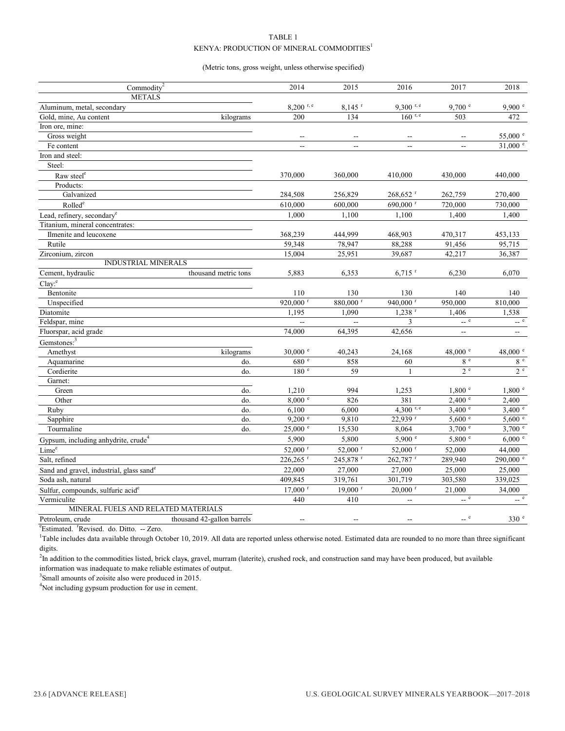TABLE 1

KENYA: PRODUCTION OF MINERAL COMMODITIES[1]

(Metric tons, gross weight, unless otherwise specified)

| Commodity[2] | | 2014 | 2015 | 2016 | 2017 | 2018 |
|---|---|---|---|---|---|---|
| METALS | | | | | | |
| Aluminum, metal, secondary | | 8,200 r, e | 8,145 r | 9,300 r, e | 9,700 e | 9,900 e |
| Gold, mine, Au content | kilograms | 200 | 134 | 160 r, e | 503 | 472 |
| Iron ore, mine: | | | | | | |
| Gross weight | | -- | -- | -- | -- | 55,000 e |
| Fe content | | -- | -- | -- | -- | 31,000 e |
| Iron and steel: | | | | | | |
| Steel: | | | | | | |
| Raw steel[e] | | 370,000 | 360,000 | 410,000 | 430,000 | 440,000 |
| Products: | | | | | | |
| Galvanized | | 284,508 | 256,829 | 268,652 r | 262,759 | 270,400 |
| Rolled[e] | | 610,000 | 600,000 | 690,000 r | 720,000 | 730,000 |
| Lead, refinery, secondary[e] | | 1,000 | 1,100 | 1,100 | 1,400 | 1,400 |
| Titanium, mineral concentrates: | | | | | | |
| Ilmenite and leucoxene | | 368,239 | 444,999 | 468,903 | 470,317 | 453,133 |
| Rutile | | 59,348 | 78,947 | 88,288 | 91,456 | 95,715 |
| Zirconium, zircon | | 15,004 | 25,951 | 39,687 | 42,217 | 36,387 |
| INDUSTRIAL MINERALS | | | | | | |
| Cement, hydraulic | thousand metric tons | 5,883 | 6,353 | 6,715 r | 6,230 | 6,070 |
| Clay:[e] | | | | | | |
| Bentonite | | 110 | 130 | 130 | 140 | 140 |
| Unspecified | | 920,000 r | 880,000 r | 940,000 r | 950,000 | 810,000 |
| Diatomite | | 1,195 | 1,090 | 1,238 r | 1,406 | 1,538 |
| Feldspar, mine | | -- | -- | 3 | -- e | -- e |
| Fluorspar, acid grade | | 74,000 | 64,395 | 42,656 | -- | -- |
| Gemstones:[3] | | | | | | |
| Amethyst | kilograms | 30,000 e | 40,243 | 24,168 | 48,000 e | 48,000 e |
| Aquamarine | do. | 680 e | 858 | 60 | 8 e | 8 e |
| Cordierite | do. | 180 e | 59 | 1 | 2 e | 2 e |
| Garnet: | | | | | | |
| Green | do. | 1,210 | 994 | 1,253 | 1,800 e | 1,800 e |
| Other | do. | 8,000 e | 826 | 381 | 2,400 e | 2,400 |
| Ruby | do. | 6,100 | 6,000 | 4,300 r, e | 3,400 e | 3,400 e |
| Sapphire | do. | 9,200 e | 9,810 | 22,939 r | 5,600 e | 5,600 e |
| Tourmaline | do. | 25,000 e | 15,530 | 8,064 | 3,700 e | 3,700 e |
| Gypsum, including anhydrite, crude[4] | | 5,900 | 5,800 | 5,900 e | 5,800 e | 6,000 e |
| Lime[e] | | 52,000 r | 52,000 r | 52,000 r | 52,000 | 44,000 |
| Salt, refined | | 226,265 r | 245,878 r | 262,787 r | 289,940 | 290,000 e |
| Sand and gravel, industrial, glass sand[e] | | 22,000 | 27,000 | 27,000 | 25,000 | 25,000 |
| Soda ash, natural | | 409,845 | 319,761 | 301,719 | 303,580 | 339,025 |
| Sulfur, compounds, sulfuric acid[e] | | 17,000 r | 19,000 r | 20,000 r | 21,000 | 34,000 |
| Vermiculite | | 440 | 410 | -- | -- e | -- e |
| MINERAL FUELS AND RELATED MATERIALS | | | | | | |
| Petroleum, crude | thousand 42-gallon barrels | -- | -- | -- | -- e | 330 e |

[e]Estimated. [r]Revised. do. Ditto. -- Zero.

[1]Table includes data available through October 10, 2019. All data are reported unless otherwise noted. Estimated data are rounded to no more than three significant digits.

[2]In addition to the commodities listed, brick clays, gravel, murram (laterite), crushed rock, and construction sand may have been produced, but available information was inadequate to make reliable estimates of output.

[3]Small amounts of zoisite also were produced in 2015.

[4]Not including gypsum production for use in cement.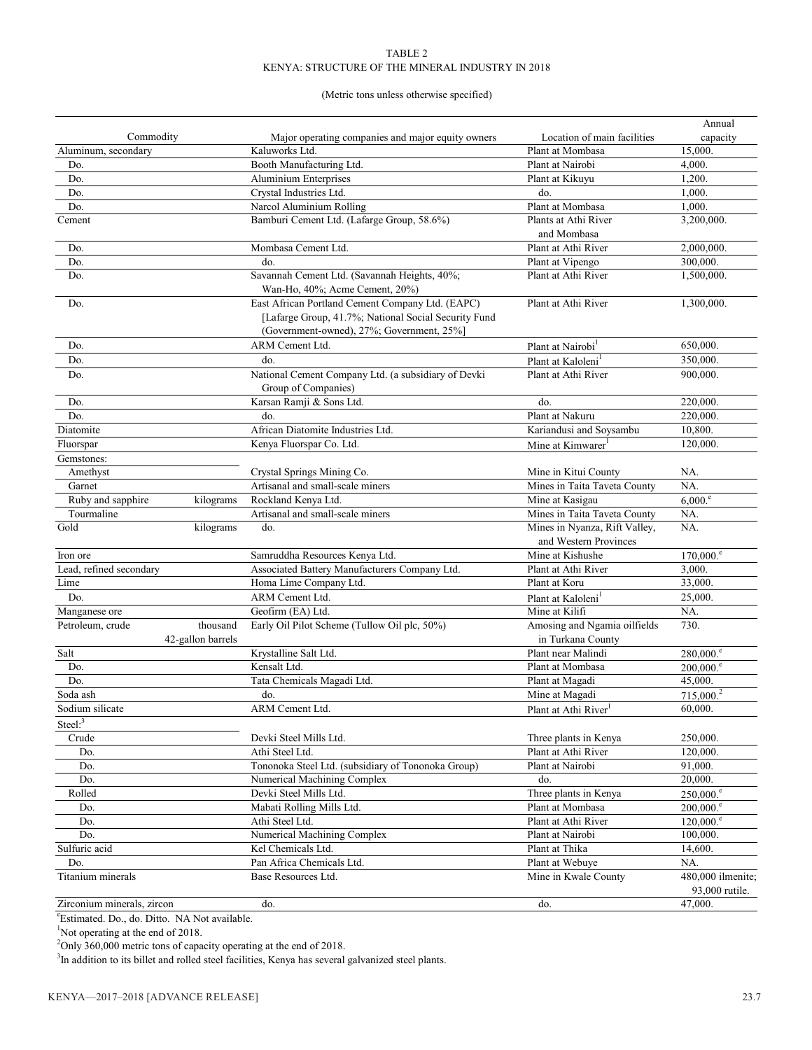TABLE 2
KENYA: STRUCTURE OF THE MINERAL INDUSTRY IN 2018

(Metric tons unless otherwise specified)

| Commodity | | Major operating companies and major equity owners | Location of main facilities | Annual capacity |
|---|---|---|---|---|
| Aluminum, secondary | | Kaluworks Ltd. | Plant at Mombasa | 15,000. |
| Do. | | Booth Manufacturing Ltd. | Plant at Nairobi | 4,000. |
| Do. | | Aluminium Enterprises | Plant at Kikuyu | 1,200. |
| Do. | | Crystal Industries Ltd. | do. | 1,000. |
| Do. | | Narcol Aluminium Rolling | Plant at Mombasa | 1,000. |
| Cement | | Bamburi Cement Ltd. (Lafarge Group, 58.6%) | Plants at Athi River and Mombasa | 3,200,000. |
| Do. | | Mombasa Cement Ltd. | Plant at Athi River | 2,000,000. |
| Do. | | do. | Plant at Vipengo | 300,000. |
| Do. | | Savannah Cement Ltd. (Savannah Heights, 40%; Wan-Ho, 40%; Acme Cement, 20%) | Plant at Athi River | 1,500,000. |
| Do. | | East African Portland Cement Company Ltd. (EAPC) [Lafarge Group, 41.7%; National Social Security Fund (Government-owned), 27%; Government, 25%] | Plant at Athi River | 1,300,000. |
| Do. | | ARM Cement Ltd. | Plant at Nairobi[1] | 650,000. |
| Do. | | do. | Plant at Kaloleni[1] | 350,000. |
| Do. | | National Cement Company Ltd. (a subsidiary of Devki Group of Companies) | Plant at Athi River | 900,000. |
| Do. | | Karsan Ramji & Sons Ltd. | do. | 220,000. |
| Do. | | do. | Plant at Nakuru | 220,000. |
| Diatomite | | African Diatomite Industries Ltd. | Kariandusi and Soysambu | 10,800. |
| Fluorspar | | Kenya Fluorspar Co. Ltd. | Mine at Kimwarer[1] | 120,000. |
| Gemstones: | | | | |
| Amethyst | | Crystal Springs Mining Co. | Mine in Kitui County | NA. |
| Garnet | | Artisanal and small-scale miners | Mines in Taita Taveta County | NA. |
| Ruby and sapphire | kilograms | Rockland Kenya Ltd. | Mine at Kasigau | 6,000.[e] |
| Tourmaline | | Artisanal and small-scale miners | Mines in Taita Taveta County | NA. |
| Gold | kilograms | do. | Mines in Nyanza, Rift Valley, and Western Provinces | NA. |
| Iron ore | | Samruddha Resources Kenya Ltd. | Mine at Kishushe | 170,000.[e] |
| Lead, refined secondary | | Associated Battery Manufacturers Company Ltd. | Plant at Athi River | 3,000. |
| Lime | | Homa Lime Company Ltd. | Plant at Koru | 33,000. |
| Do. | | ARM Cement Ltd. | Plant at Kaloleni[1] | 25,000. |
| Manganese ore | | Geofirm (EA) Ltd. | Mine at Kilifi | NA. |
| Petroleum, crude | thousand 42-gallon barrels | Early Oil Pilot Scheme (Tullow Oil plc, 50%) | Amosing and Ngamia oilfields in Turkana County | 730. |
| Salt | | Krystalline Salt Ltd. | Plant near Malindi | 280,000.[e] |
| Do. | | Kensalt Ltd. | Plant at Mombasa | 200,000.[e] |
| Do. | | Tata Chemicals Magadi Ltd. | Plant at Magadi | 45,000. |
| Soda ash | | do. | Mine at Magadi | 715,000.[2] |
| Sodium silicate | | ARM Cement Ltd. | Plant at Athi River[1] | 60,000. |
| Steel:[3] | | | | |
| Crude | | Devki Steel Mills Ltd. | Three plants in Kenya | 250,000. |
| Do. | | Athi Steel Ltd. | Plant at Athi River | 120,000. |
| Do. | | Tononoka Steel Ltd. (subsidiary of Tononoka Group) | Plant at Nairobi | 91,000. |
| Do. | | Numerical Machining Complex | do. | 20,000. |
| Rolled | | Devki Steel Mills Ltd. | Three plants in Kenya | 250,000.[e] |
| Do. | | Mabati Rolling Mills Ltd. | Plant at Mombasa | 200,000.[e] |
| Do. | | Athi Steel Ltd. | Plant at Athi River | 120,000.[e] |
| Do. | | Numerical Machining Complex | Plant at Nairobi | 100,000. |
| Sulfuric acid | | Kel Chemicals Ltd. | Plant at Thika | 14,600. |
| Do. | | Pan Africa Chemicals Ltd. | Plant at Webuye | NA. |
| Titanium minerals | | Base Resources Ltd. | Mine in Kwale County | 480,000 ilmenite; 93,000 rutile. |
| Zirconium minerals, zircon | | do. | do. | 47,000. |

[e]Estimated. Do., do. Ditto. NA Not available.

[1]Not operating at the end of 2018.

[2]Only 360,000 metric tons of capacity operating at the end of 2018.

[3]In addition to its billet and rolled steel facilities, Kenya has several galvanized steel plants.